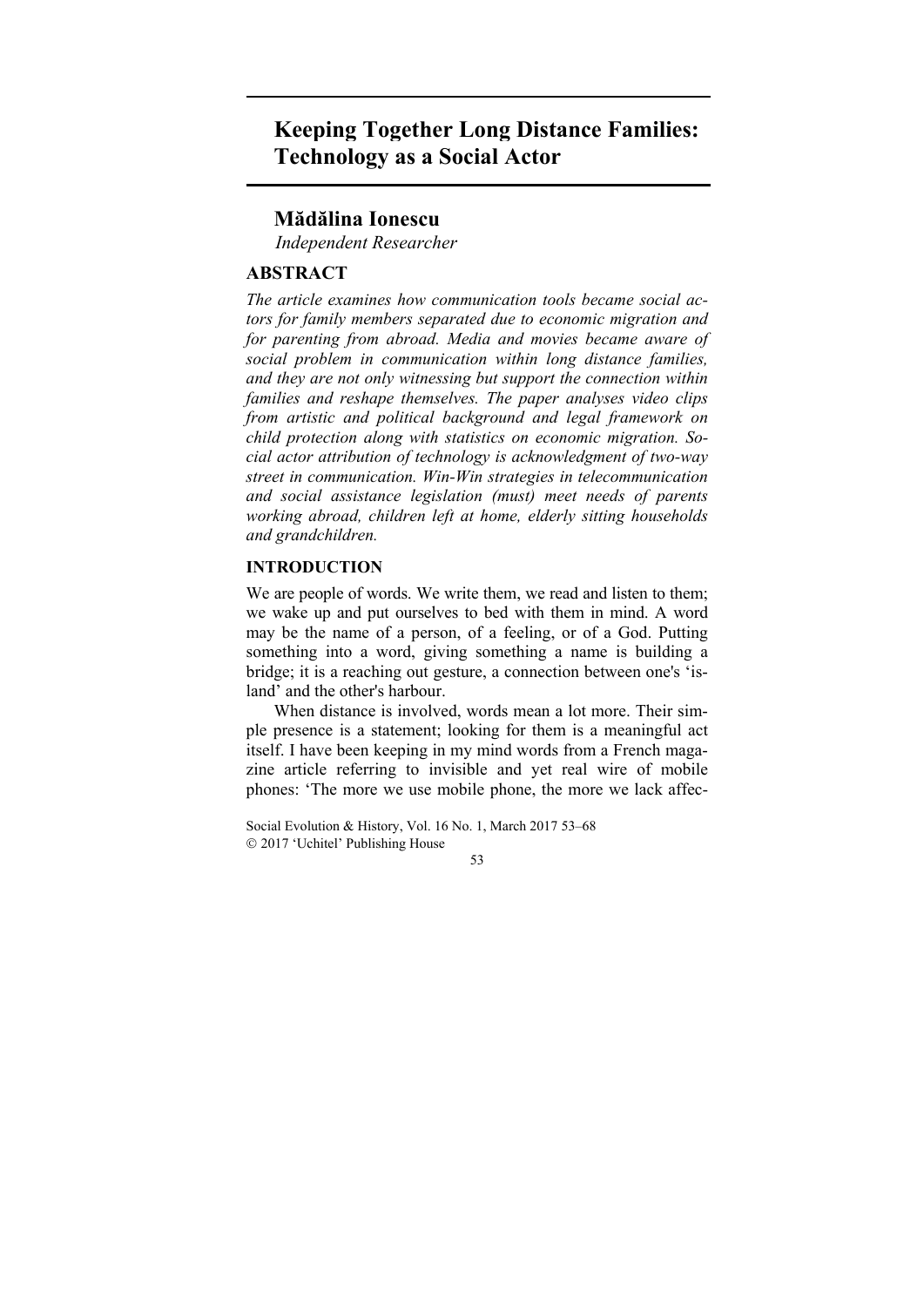# Keeping Together Long Distance Families: Technology as a Social Actor

**Mădălina Ionescu**

*Independent Researcher*

## ABSTRACT

*The article examines how communication tools became social actors for family members separated due to economic migration and for parenting from abroad. Media and movies became aware of social problem in communication within long distance families, and they are not only witnessing but support the connection within families and reshape themselves. The paper analyses video clips from artistic and political background and legal framework on child protection along with statistics on economic migration. Social actor attribution of technology is acknowledgment of two-way street in communication. Win-Win strategies in telecommunication and social assistance legislation (must) meet needs of parents working abroad, children left at home, elderly sitting households and grandchildren.*

## INTRODUCTION

We are people of words. We write them, we read and listen to them; we wake up and put ourselves to bed with them in mind. A word may be the name of a person, of a feeling, or of a God. Putting something into a word, giving something a name is building a bridge; it is a reaching out gesture, a connection between one's 'island' and the other's harbour.

When distance is involved, words mean a lot more. Their simple presence is a statement; looking for them is a meaningful act itself. I have been keeping in my mind words from a French magazine article referring to invisible and yet real wire of mobile phones: 'The more we use mobile phone, the more we lack affec-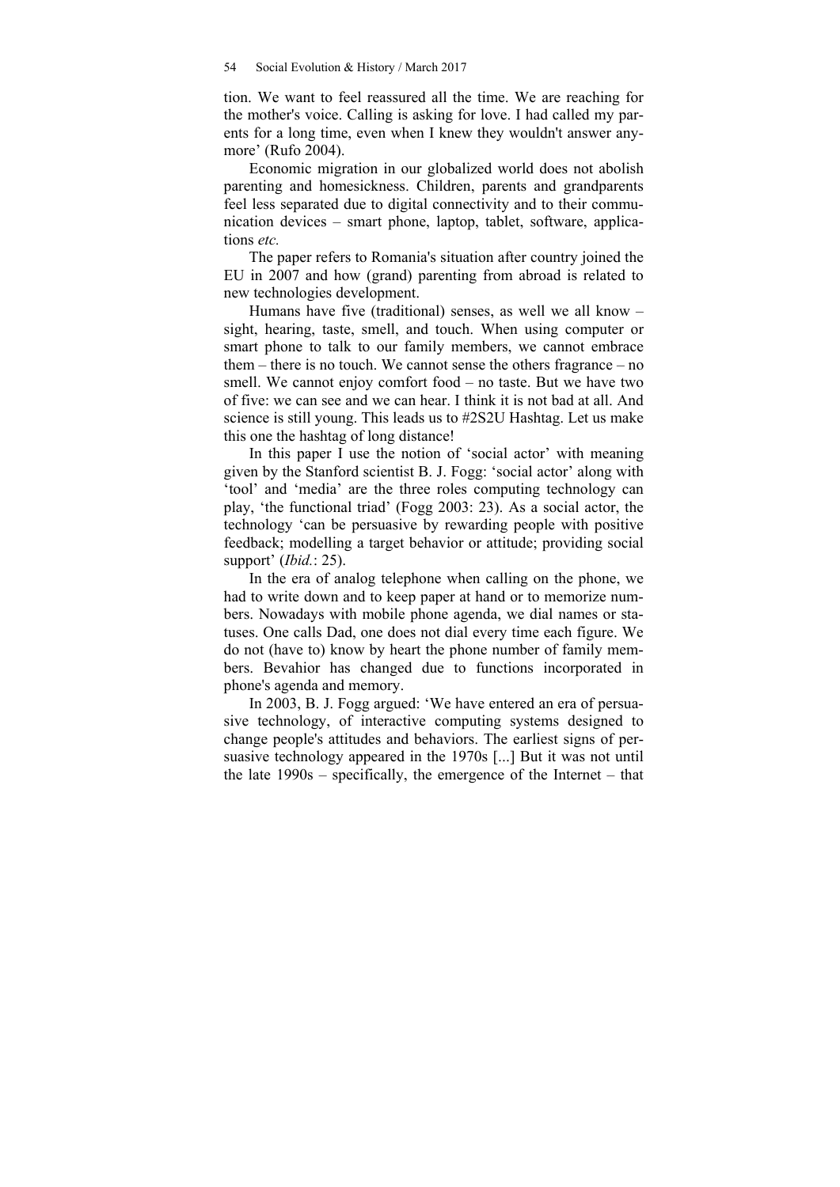tion. We want to feel reassured all the time. We are reaching for the mother's voice. Calling is asking for love. I had called my parents for a long time, even when I knew they wouldn't answer anymore' (Rufo 2004).

Economic migration in our globalized world does not abolish parenting and homesickness. Children, parents and grandparents feel less separated due to digital connectivity and to their communication devices – smart phone, laptop, tablet, software, applications *etc.*

The paper refers to Romania's situation after country joined the EU in 2007 and how (grand) parenting from abroad is related to new technologies development.

Humans have five (traditional) senses, as well we all know – sight, hearing, taste, smell, and touch. When using computer or smart phone to talk to our family members, we cannot embrace them – there is no touch. We cannot sense the others fragrance – no smell. We cannot enjoy comfort food – no taste. But we have two of five: we can see and we can hear. I think it is not bad at all. And science is still young. This leads us to #2S2U Hashtag. Let us make this one the hashtag of long distance!

In this paper I use the notion of 'social actor' with meaning given by the Stanford scientist B. J. Fogg: 'social actor' along with 'tool' and 'media' are the three roles computing technology can play, 'the functional triad' (Fogg 2003: 23). As a social actor, the technology 'can be persuasive by rewarding people with positive feedback; modelling a target behavior or attitude; providing social support' (*Ibid.*: 25).

In the era of analog telephone when calling on the phone, we had to write down and to keep paper at hand or to memorize numbers. Nowadays with mobile phone agenda, we dial names or statuses. One calls Dad, one does not dial every time each figure. We do not (have to) know by heart the phone number of family members. Bevahior has changed due to functions incorporated in phone's agenda and memory.

In 2003, B. J. Fogg argued: 'We have entered an era of persuasive technology, of interactive computing systems designed to change people's attitudes and behaviors. The earliest signs of persuasive technology appeared in the 1970s [...] But it was not until the late 1990s – specifically, the emergence of the Internet – that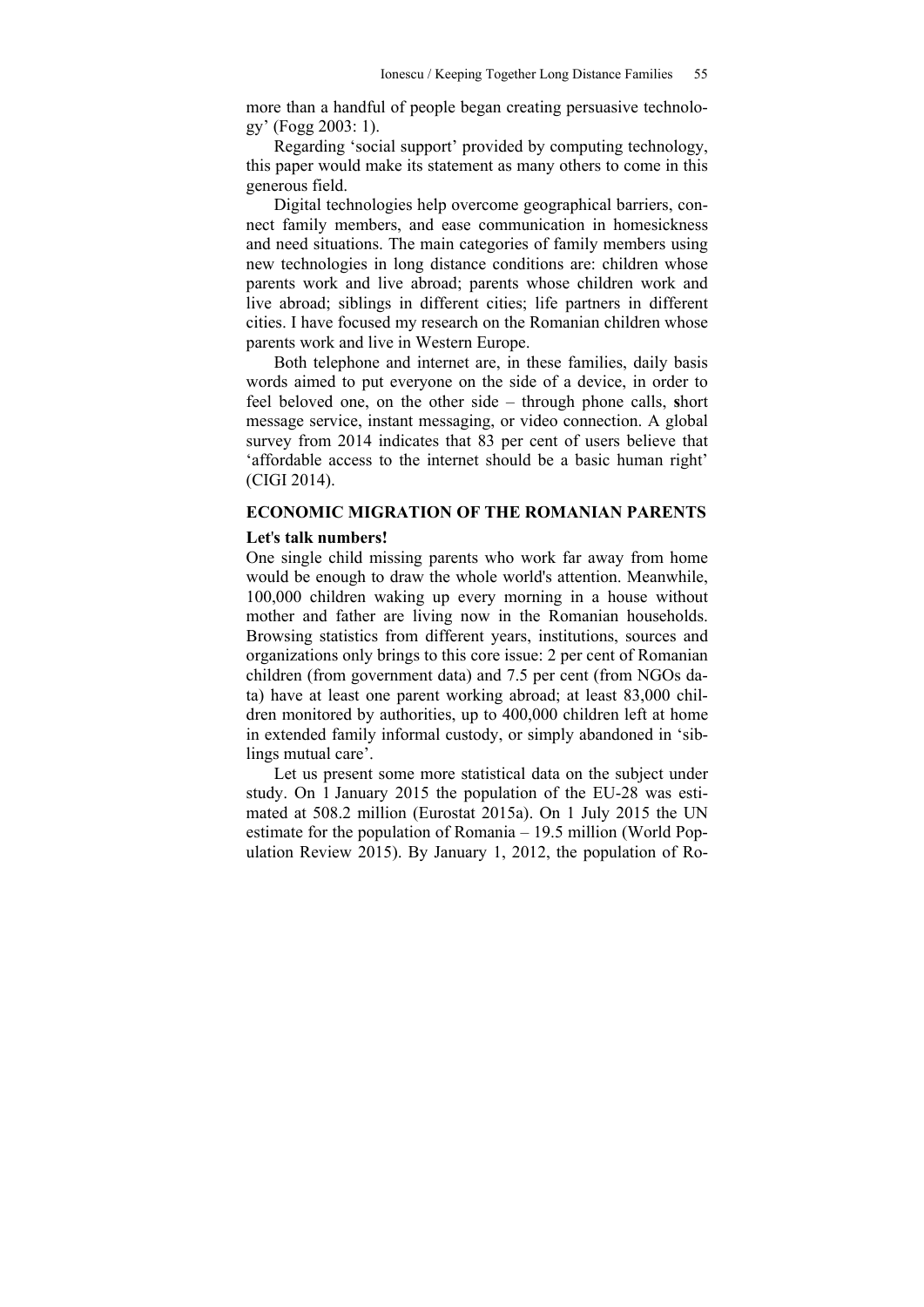more than a handful of people began creating persuasive technology' (Fogg 2003: 1).

Regarding 'social support' provided by computing technology, this paper would make its statement as many others to come in this generous field.

Digital technologies help overcome geographical barriers, connect family members, and ease communication in homesickness and need situations. The main categories of family members using new technologies in long distance conditions are: children whose parents work and live abroad; parents whose children work and live abroad; siblings in different cities; life partners in different cities. I have focused my research on the Romanian children whose parents work and live in Western Europe.

Both telephone and internet are, in these families, daily basis words aimed to put everyone on the side of a device, in order to feel beloved one, on the other side – through phone calls, **s**hort message service, instant messaging, or video connection. A global survey from 2014 indicates that 83 per cent of users believe that 'affordable access to the internet should be a basic human right' (CIGI 2014).

## ECONOMIC MIGRATION OF THE ROMANIAN PARENTS

### Let's talk numbers!

One single child missing parents who work far away from home would be enough to draw the whole world's attention. Meanwhile, 100,000 children waking up every morning in a house without mother and father are living now in the Romanian households. Browsing statistics from different years, institutions, sources and organizations only brings to this core issue: 2 per cent of Romanian children (from government data) and 7.5 per cent (from NGOs data) have at least one parent working abroad; at least 83,000 children monitored by authorities, up to 400,000 children left at home in extended family informal custody, or simply abandoned in 'siblings mutual care'.

Let us present some more statistical data on the subject under study. On 1 January 2015 the population of the EU-28 was estimated at 508.2 million (Eurostat 2015a). On 1 July 2015 the UN estimate for the population of Romania – 19.5 million (World Population Review 2015). By January 1, 2012, the population of Ro-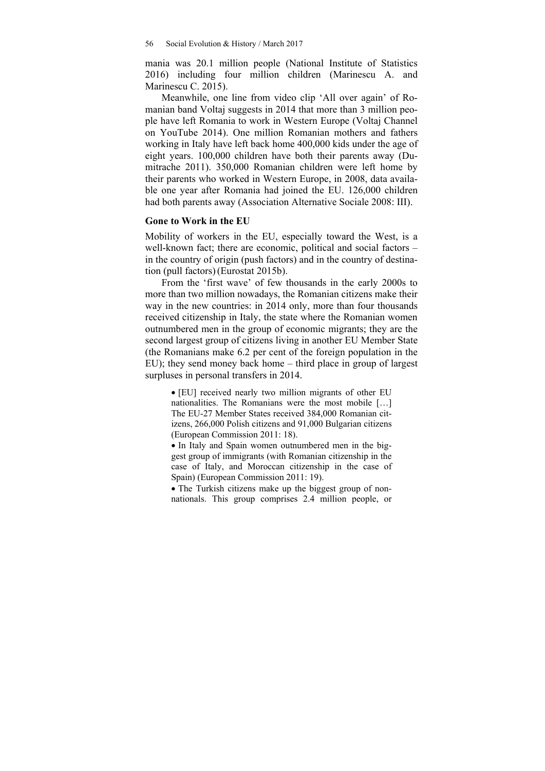mania was 20.1 million people (National Institute of Statistics 2016) including four million children (Marinescu A. and Marinescu C. 2015).

Meanwhile, one line from video clip 'All over again' of Romanian band Voltaj suggests in 2014 that more than 3 million people have left Romania to work in Western Europe (Voltaj Channel on YouTube 2014). One million Romanian mothers and fathers working in Italy have left back home 400,000 kids under the age of eight years. 100,000 children have both their parents away (Dumitrache 2011). 350,000 Romanian children were left home by their parents who worked in Western Europe, in 2008, data available one year after Romania had joined the EU. 126,000 children had both parents away (Association Alternative Sociale 2008: III).

## Gone to Work in the EU

Mobility of workers in the EU, especially toward the West, is a well-known fact; there are economic, political and social factors – in the country of origin (push factors) and in the country of destination (pull factors) (Eurostat 2015b).

From the 'first wave' of few thousands in the early 2000s to more than two million nowadays, the Romanian citizens make their way in the new countries: in 2014 only, more than four thousands received citizenship in Italy, the state where the Romanian women outnumbered men in the group of economic migrants; they are the second largest group of citizens living in another EU Member State (the Romanians make 6.2 per cent of the foreign population in the EU); they send money back home – third place in group of largest surpluses in personal transfers in 2014.

> - [EU] received nearly two million migrants of other EU nationalities. The Romanians were the most mobile […] The EU-27 Member States received 384,000 Romanian citizens, 266,000 Polish citizens and 91,000 Bulgarian citizens (European Commission 2011: 18).
> - In Italy and Spain women outnumbered men in the biggest group of immigrants (with Romanian citizenship in the case of Italy, and Moroccan citizenship in the case of Spain) (European Commission 2011: 19).
> - The Turkish citizens make up the biggest group of non-nationals. This group comprises 2.4 million people, or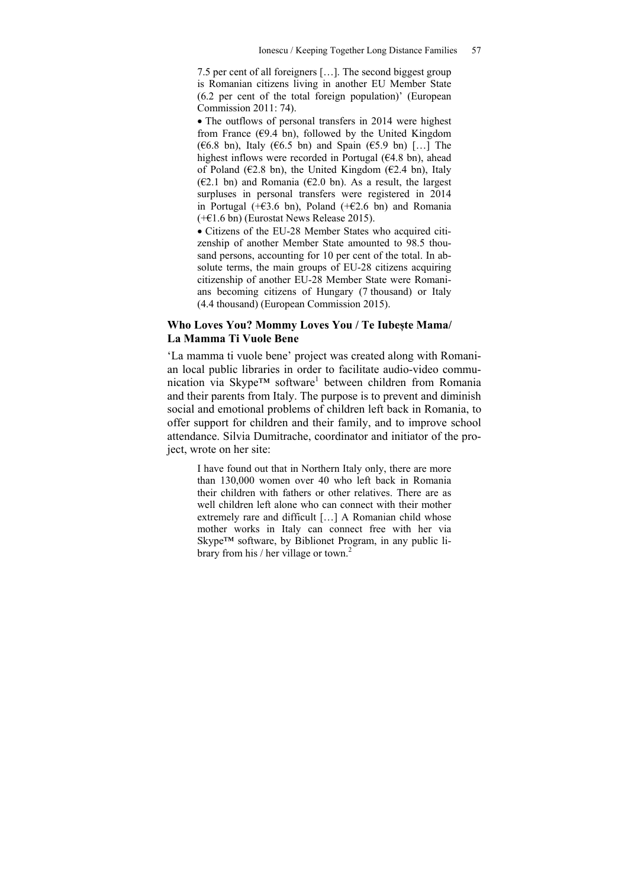> 7.5 per cent of all foreigners […]. The second biggest group is Romanian citizens living in another EU Member State (6.2 per cent of the total foreign population)' (European Commission 2011: 74).
>
> • The outflows of personal transfers in 2014 were highest from France (€9.4 bn), followed by the United Kingdom (€6.8 bn), Italy (€6.5 bn) and Spain (€5.9 bn) […] The highest inflows were recorded in Portugal (€4.8 bn), ahead of Poland (€2.8 bn), the United Kingdom (€2.4 bn), Italy (€2.1 bn) and Romania (€2.0 bn). As a result, the largest surpluses in personal transfers were registered in 2014 in Portugal (+€3.6 bn), Poland (+€2.6 bn) and Romania (+€1.6 bn) (Eurostat News Release 2015).
>
> • Citizens of the EU-28 Member States who acquired citizenship of another Member State amounted to 98.5 thousand persons, accounting for 10 per cent of the total. In absolute terms, the main groups of EU-28 citizens acquiring citizenship of another EU-28 Member State were Romanians becoming citizens of Hungary (7 thousand) or Italy (4.4 thousand) (European Commission 2015).

## Who Loves You? Mommy Loves You / Te Iubește Mama/ La Mamma Ti Vuole Bene

'La mamma ti vuole bene' project was created along with Romanian local public libraries in order to facilitate audio-video communication via Skype™ software[1] between children from Romania and their parents from Italy. The purpose is to prevent and diminish social and emotional problems of children left back in Romania, to offer support for children and their family, and to improve school attendance. Silvia Dumitrache, coordinator and initiator of the project, wrote on her site:

> I have found out that in Northern Italy only, there are more than 130,000 women over 40 who left back in Romania their children with fathers or other relatives. There are as well children left alone who can connect with their mother extremely rare and difficult […] A Romanian child whose mother works in Italy can connect free with her via Skype™ software, by Biblionet Program, in any public library from his / her village or town.[2]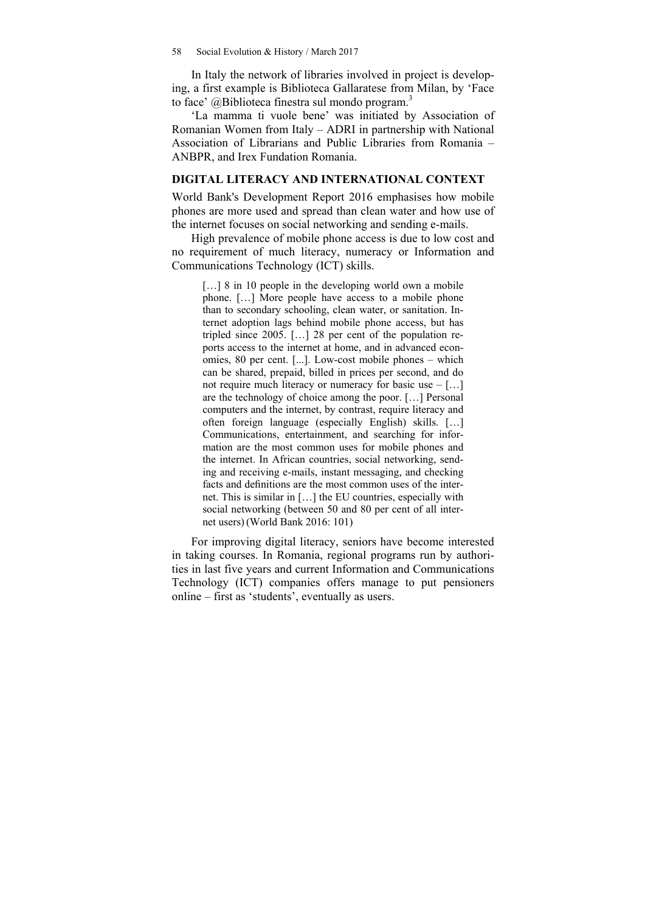In Italy the network of libraries involved in project is developing, a first example is Biblioteca Gallaratese from Milan, by 'Face to face' @Biblioteca finestra sul mondo program.[3]

'La mamma ti vuole bene' was initiated by Association of Romanian Women from Italy – ADRI in partnership with National Association of Librarians and Public Libraries from Romania – ANBPR, and Irex Fundation Romania.

## DIGITAL LITERACY AND INTERNATIONAL CONTEXT

World Bank's Development Report 2016 emphasises how mobile phones are more used and spread than clean water and how use of the internet focuses on social networking and sending e-mails.

High prevalence of mobile phone access is due to low cost and no requirement of much literacy, numeracy or Information and Communications Technology (ICT) skills.

> […] 8 in 10 people in the developing world own a mobile phone. […] More people have access to a mobile phone than to secondary schooling, clean water, or sanitation. Internet adoption lags behind mobile phone access, but has tripled since 2005. […] 28 per cent of the population reports access to the internet at home, and in advanced economies, 80 per cent. [...]. Low-cost mobile phones – which can be shared, prepaid, billed in prices per second, and do not require much literacy or numeracy for basic use – […] are the technology of choice among the poor. […] Personal computers and the internet, by contrast, require literacy and often foreign language (especially English) skills. […] Communications, entertainment, and searching for information are the most common uses for mobile phones and the internet. In African countries, social networking, sending and receiving e-mails, instant messaging, and checking facts and definitions are the most common uses of the internet. This is similar in […] the EU countries, especially with social networking (between 50 and 80 per cent of all internet users) (World Bank 2016: 101)

For improving digital literacy, seniors have become interested in taking courses. In Romania, regional programs run by authorities in last five years and current Information and Communications Technology (ICT) companies offers manage to put pensioners online – first as 'students', eventually as users.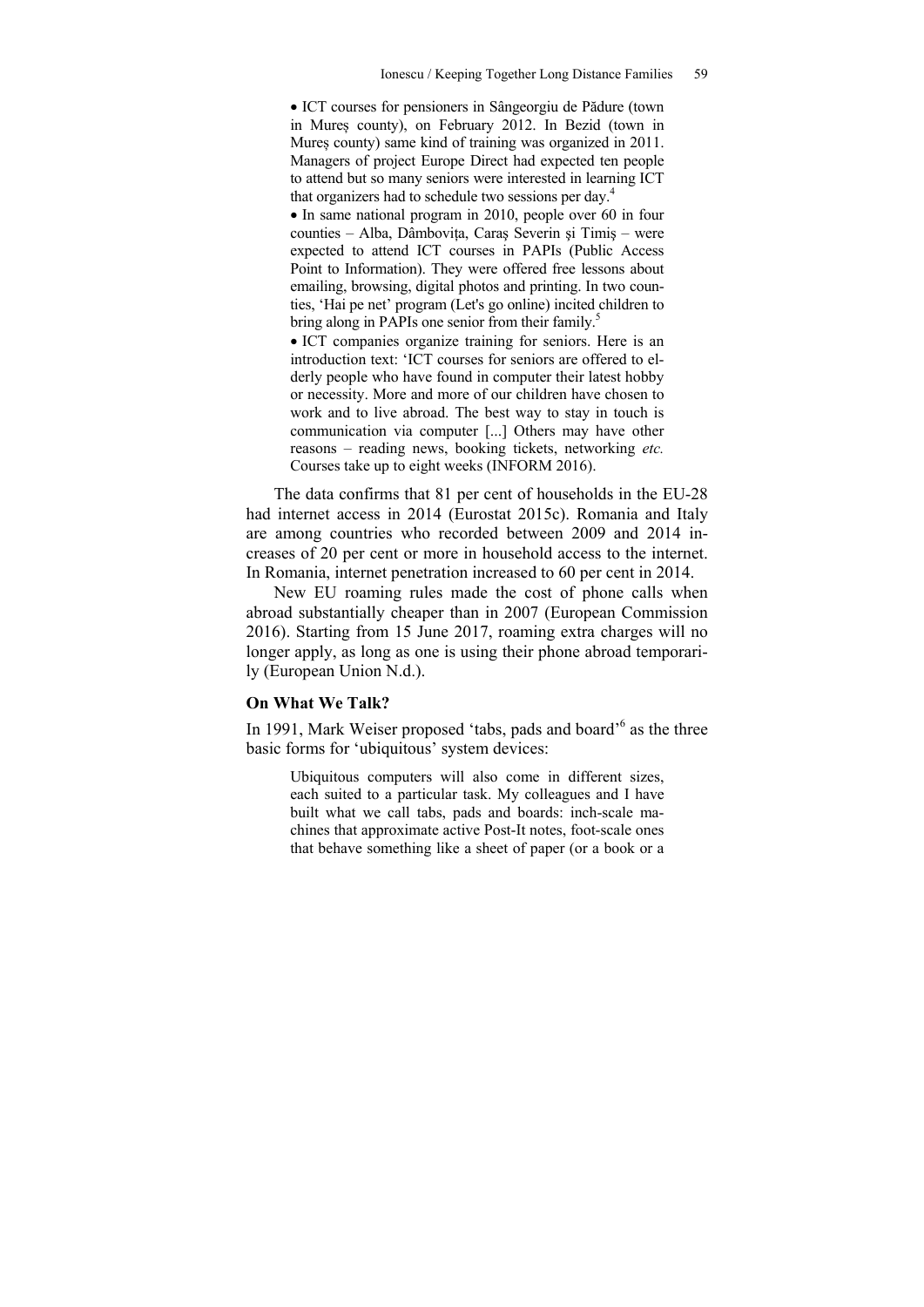- ICT courses for pensioners in Sângeorgiu de Pădure (town in Mureș county), on February 2012. In Bezid (town in Mureș county) same kind of training was organized in 2011. Managers of project Europe Direct had expected ten people to attend but so many seniors were interested in learning ICT that organizers had to schedule two sessions per day.[4]
- In same national program in 2010, people over 60 in four counties – Alba, Dâmbovița, Caraș Severin și Timiș – were expected to attend ICT courses in PAPIs (Public Access Point to Information). They were offered free lessons about emailing, browsing, digital photos and printing. In two counties, 'Hai pe net' program (Let's go online) incited children to bring along in PAPIs one senior from their family.[5]
- ICT companies organize training for seniors. Here is an introduction text: 'ICT courses for seniors are offered to elderly people who have found in computer their latest hobby or necessity. More and more of our children have chosen to work and to live abroad. The best way to stay in touch is communication via computer [...] Others may have other reasons – reading news, booking tickets, networking *etc.* Courses take up to eight weeks (INFORM 2016).

The data confirms that 81 per cent of households in the EU-28 had internet access in 2014 (Eurostat 2015c). Romania and Italy are among countries who recorded between 2009 and 2014 increases of 20 per cent or more in household access to the internet. In Romania, internet penetration increased to 60 per cent in 2014.

New EU roaming rules made the cost of phone calls when abroad substantially cheaper than in 2007 (European Commission 2016). Starting from 15 June 2017, roaming extra charges will no longer apply, as long as one is using their phone abroad temporarily (European Union N.d.).

### On What We Talk?

In 1991, Mark Weiser proposed 'tabs, pads and board'[6] as the three basic forms for 'ubiquitous' system devices:

> Ubiquitous computers will also come in different sizes, each suited to a particular task. My colleagues and I have built what we call tabs, pads and boards: inch-scale machines that approximate active Post-It notes, foot-scale ones that behave something like a sheet of paper (or a book or a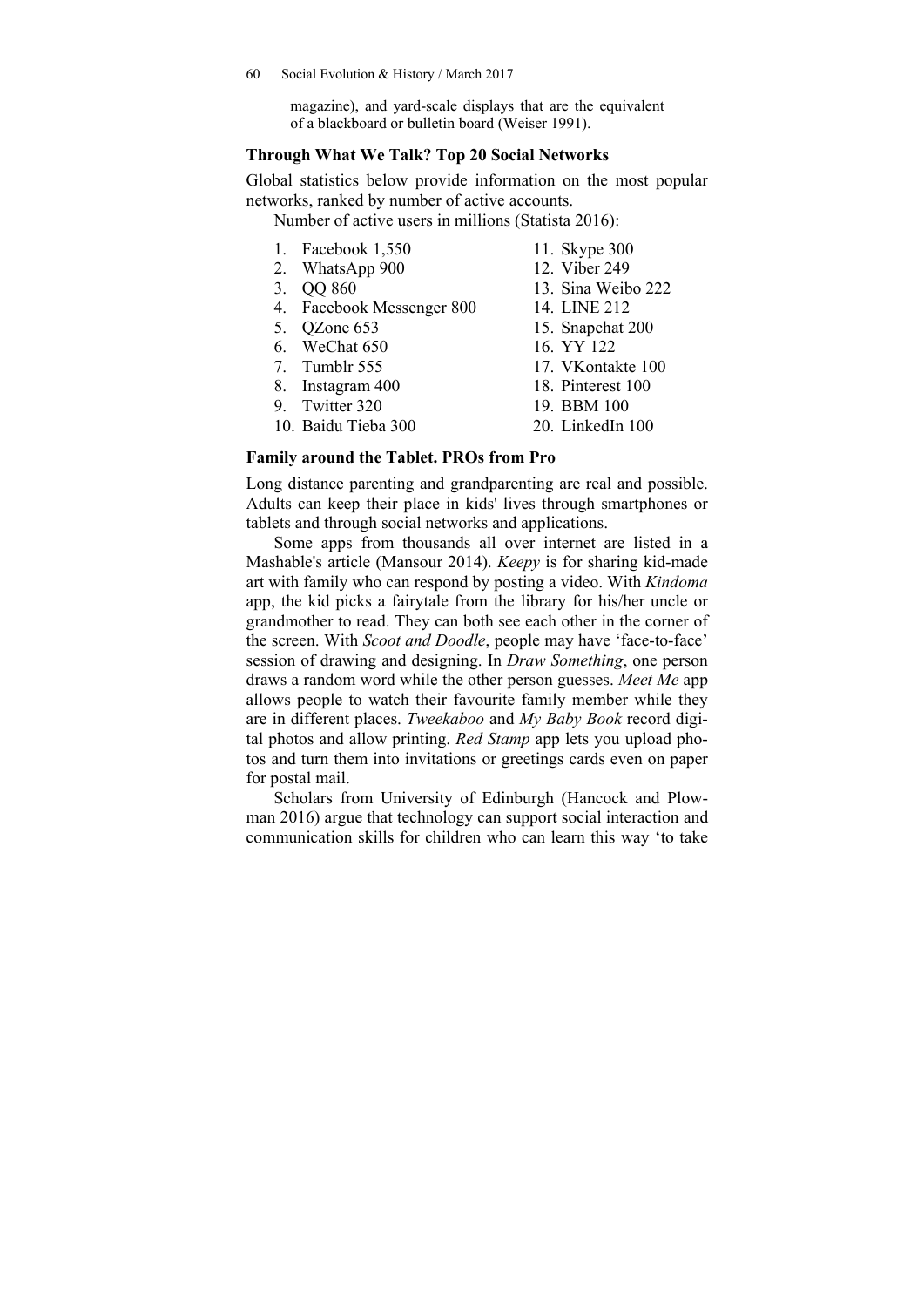magazine), and yard-scale displays that are the equivalent of a blackboard or bulletin board (Weiser 1991).

### Through What We Talk? Top 20 Social Networks

Global statistics below provide information on the most popular networks, ranked by number of active accounts.

Number of active users in millions (Statista 2016):

1. Facebook 1,550
2. WhatsApp 900
3. QQ 860
4. Facebook Messenger 800
5. QZone 653
6. WeChat 650
7. Tumblr 555
8. Instagram 400
9. Twitter 320
10. Baidu Tieba 300
11. Skype 300
12. Viber 249
13. Sina Weibo 222
14. LINE 212
15. Snapchat 200
16. YY 122
17. VKontakte 100
18. Pinterest 100
19. BBM 100
20. LinkedIn 100

### Family around the Tablet. PROs from Pro

Long distance parenting and grandparenting are real and possible. Adults can keep their place in kids' lives through smartphones or tablets and through social networks and applications.

Some apps from thousands all over internet are listed in a Mashable's article (Mansour 2014). *Keepy* is for sharing kid-made art with family who can respond by posting a video. With *Kindoma* app, the kid picks a fairytale from the library for his/her uncle or grandmother to read. They can both see each other in the corner of the screen. With *Scoot and Doodle*, people may have 'face-to-face' session of drawing and designing. In *Draw Something*, one person draws a random word while the other person guesses. *Meet Me* app allows people to watch their favourite family member while they are in different places. *Tweekaboo* and *My Baby Book* record digital photos and allow printing. *Red Stamp* app lets you upload photos and turn them into invitations or greetings cards even on paper for postal mail.

Scholars from University of Edinburgh (Hancock and Plowman 2016) argue that technology can support social interaction and communication skills for children who can learn this way 'to take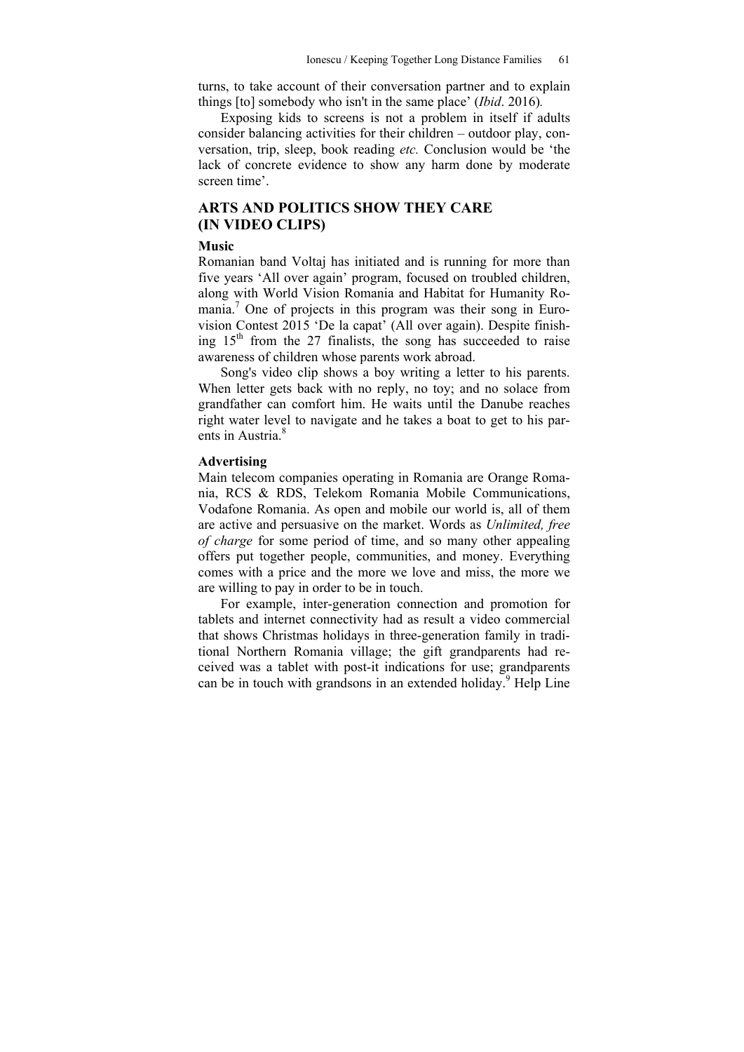turns, to take account of their conversation partner and to explain things [to] somebody who isn't in the same place' (*Ibid*. 2016).

Exposing kids to screens is not a problem in itself if adults consider balancing activities for their children – outdoor play, conversation, trip, sleep, book reading *etc.* Conclusion would be 'the lack of concrete evidence to show any harm done by moderate screen time'.

## ARTS AND POLITICS SHOW THEY CARE (IN VIDEO CLIPS)

### Music

Romanian band Voltaj has initiated and is running for more than five years 'All over again' program, focused on troubled children, along with World Vision Romania and Habitat for Humanity Romania.[7] One of projects in this program was their song in Eurovision Contest 2015 'De la capat' (All over again). Despite finishing 15th from the 27 finalists, the song has succeeded to raise awareness of children whose parents work abroad.

Song's video clip shows a boy writing a letter to his parents. When letter gets back with no reply, no toy; and no solace from grandfather can comfort him. He waits until the Danube reaches right water level to navigate and he takes a boat to get to his parents in Austria.[8]

### Advertising

Main telecom companies operating in Romania are Orange Romania, RCS & RDS, Telekom Romania Mobile Communications, Vodafone Romania. As open and mobile our world is, all of them are active and persuasive on the market. Words as *Unlimited, free of charge* for some period of time, and so many other appealing offers put together people, communities, and money. Everything comes with a price and the more we love and miss, the more we are willing to pay in order to be in touch.

For example, inter-generation connection and promotion for tablets and internet connectivity had as result a video commercial that shows Christmas holidays in three-generation family in traditional Northern Romania village; the gift grandparents had received was a tablet with post-it indications for use; grandparents can be in touch with grandsons in an extended holiday.[9] Help Line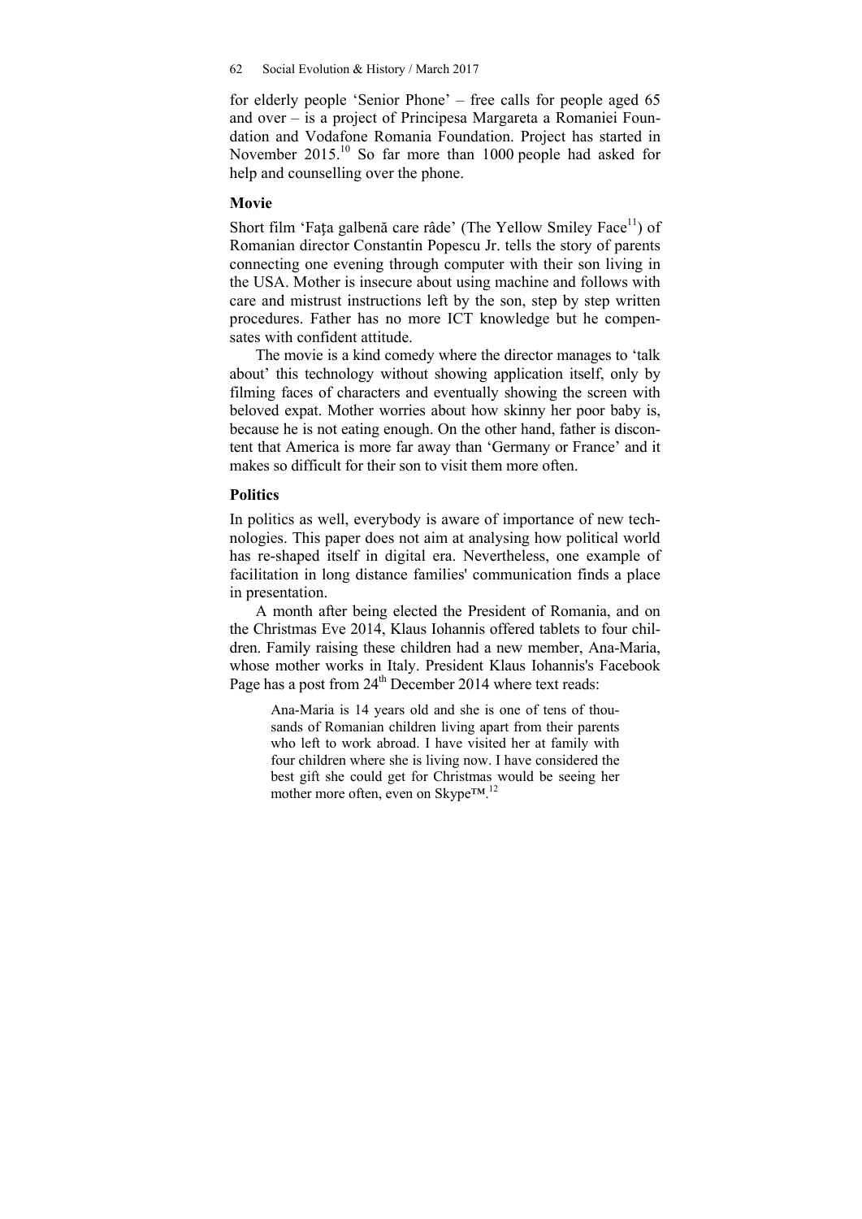for elderly people 'Senior Phone' – free calls for people aged 65 and over – is a project of Principesa Margareta a Romaniei Foundation and Vodafone Romania Foundation. Project has started in November 2015.[10] So far more than 1000 people had asked for help and counselling over the phone.

### Movie

Short film 'Faţa galbenă care râde' (The Yellow Smiley Face[11]) of Romanian director Constantin Popescu Jr. tells the story of parents connecting one evening through computer with their son living in the USA. Mother is insecure about using machine and follows with care and mistrust instructions left by the son, step by step written procedures. Father has no more ICT knowledge but he compensates with confident attitude.

The movie is a kind comedy where the director manages to 'talk about' this technology without showing application itself, only by filming faces of characters and eventually showing the screen with beloved expat. Mother worries about how skinny her poor baby is, because he is not eating enough. On the other hand, father is discontent that America is more far away than 'Germany or France' and it makes so difficult for their son to visit them more often.

### Politics

In politics as well, everybody is aware of importance of new technologies. This paper does not aim at analysing how political world has re-shaped itself in digital era. Nevertheless, one example of facilitation in long distance families' communication finds a place in presentation.

A month after being elected the President of Romania, and on the Christmas Eve 2014, Klaus Iohannis offered tablets to four children. Family raising these children had a new member, Ana-Maria, whose mother works in Italy. President Klaus Iohannis's Facebook Page has a post from 24th December 2014 where text reads:

> Ana-Maria is 14 years old and she is one of tens of thousands of Romanian children living apart from their parents who left to work abroad. I have visited her at family with four children where she is living now. I have considered the best gift she could get for Christmas would be seeing her mother more often, even on Skype™.[12]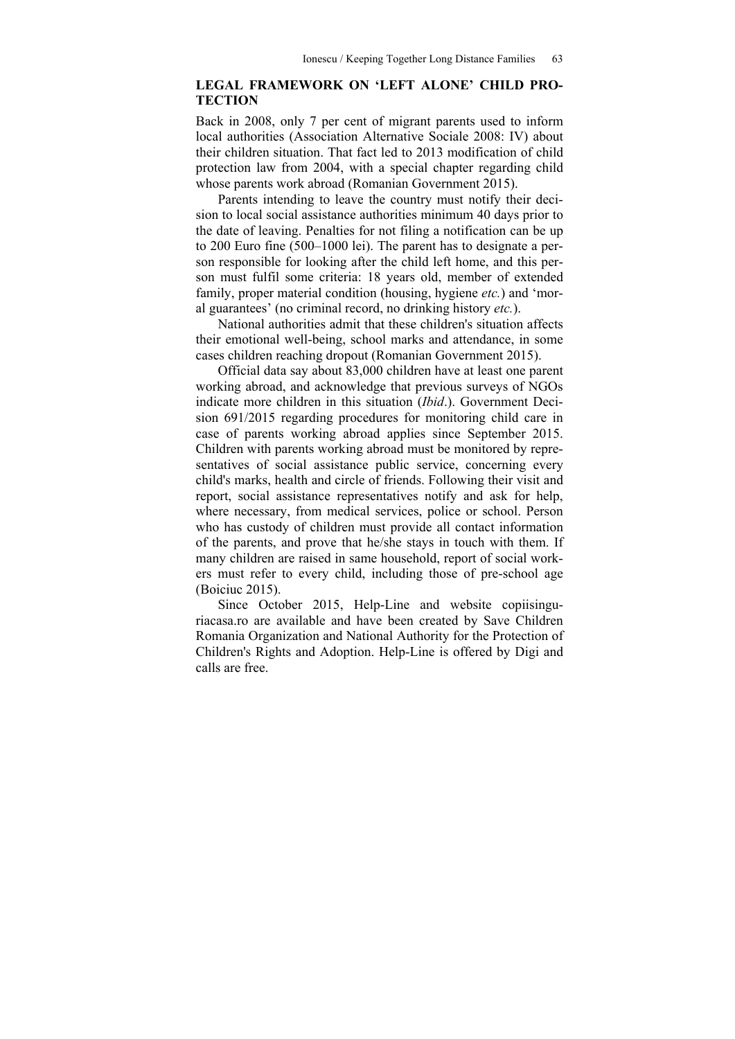## LEGAL FRAMEWORK ON 'LEFT ALONE' CHILD PROTECTION

Back in 2008, only 7 per cent of migrant parents used to inform local authorities (Association Alternative Sociale 2008: IV) about their children situation. That fact led to 2013 modification of child protection law from 2004, with a special chapter regarding child whose parents work abroad (Romanian Government 2015).

Parents intending to leave the country must notify their decision to local social assistance authorities minimum 40 days prior to the date of leaving. Penalties for not filing a notification can be up to 200 Euro fine (500–1000 lei). The parent has to designate a person responsible for looking after the child left home, and this person must fulfil some criteria: 18 years old, member of extended family, proper material condition (housing, hygiene *etc.*) and 'moral guarantees' (no criminal record, no drinking history *etc.*).

National authorities admit that these children's situation affects their emotional well-being, school marks and attendance, in some cases children reaching dropout (Romanian Government 2015).

Official data say about 83,000 children have at least one parent working abroad, and acknowledge that previous surveys of NGOs indicate more children in this situation (*Ibid*.). Government Decision 691/2015 regarding procedures for monitoring child care in case of parents working abroad applies since September 2015. Children with parents working abroad must be monitored by representatives of social assistance public service, concerning every child's marks, health and circle of friends. Following their visit and report, social assistance representatives notify and ask for help, where necessary, from medical services, police or school. Person who has custody of children must provide all contact information of the parents, and prove that he/she stays in touch with them. If many children are raised in same household, report of social workers must refer to every child, including those of pre-school age (Boiciuc 2015).

Since October 2015, Help-Line and website copiisinguriacasa.ro are available and have been created by Save Children Romania Organization and National Authority for the Protection of Children's Rights and Adoption. Help-Line is offered by Digi and calls are free.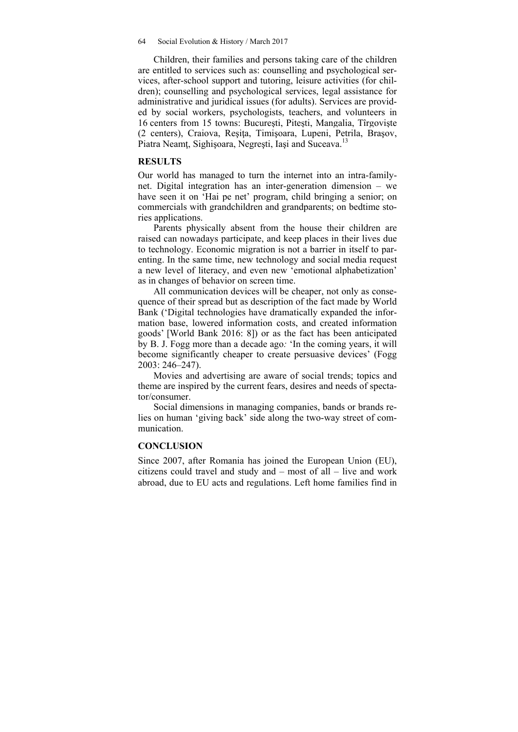Children, their families and persons taking care of the children are entitled to services such as: counselling and psychological services, after-school support and tutoring, leisure activities (for children); counselling and psychological services, legal assistance for administrative and juridical issues (for adults). Services are provided by social workers, psychologists, teachers, and volunteers in 16 centers from 15 towns: București, Pitești, Mangalia, Tîrgoviște (2 centers), Craiova, Reşiţa, Timişoara, Lupeni, Petrila, Braşov, Piatra Neamţ, Sighişoara, Negreşti, Iaşi and Suceava.[13]

## RESULTS

Our world has managed to turn the internet into an intra-family-net. Digital integration has an inter-generation dimension – we have seen it on 'Hai pe net' program, child bringing a senior; on commercials with grandchildren and grandparents; on bedtime stories applications.

Parents physically absent from the house their children are raised can nowadays participate, and keep places in their lives due to technology. Economic migration is not a barrier in itself to parenting. In the same time, new technology and social media request a new level of literacy, and even new 'emotional alphabetization' as in changes of behavior on screen time.

All communication devices will be cheaper, not only as consequence of their spread but as description of the fact made by World Bank ('Digital technologies have dramatically expanded the information base, lowered information costs, and created information goods' [World Bank 2016: 8]) or as the fact has been anticipated by B. J. Fogg more than a decade ago*:* 'In the coming years, it will become significantly cheaper to create persuasive devices' (Fogg 2003: 246–247).

Movies and advertising are aware of social trends; topics and theme are inspired by the current fears, desires and needs of spectator/consumer.

Social dimensions in managing companies, bands or brands relies on human 'giving back' side along the two-way street of communication.

## CONCLUSION

Since 2007, after Romania has joined the European Union (EU), citizens could travel and study and – most of all – live and work abroad, due to EU acts and regulations. Left home families find in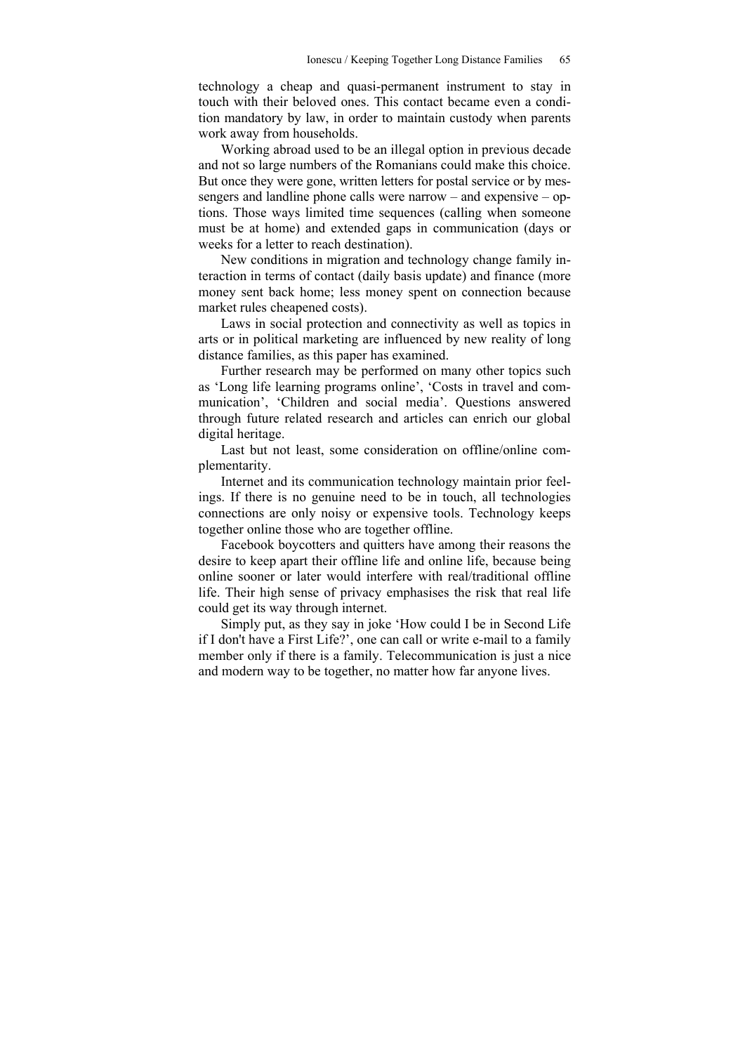technology a cheap and quasi-permanent instrument to stay in touch with their beloved ones. This contact became even a condition mandatory by law, in order to maintain custody when parents work away from households.

Working abroad used to be an illegal option in previous decade and not so large numbers of the Romanians could make this choice. But once they were gone, written letters for postal service or by messengers and landline phone calls were narrow – and expensive – options. Those ways limited time sequences (calling when someone must be at home) and extended gaps in communication (days or weeks for a letter to reach destination).

New conditions in migration and technology change family interaction in terms of contact (daily basis update) and finance (more money sent back home; less money spent on connection because market rules cheapened costs).

Laws in social protection and connectivity as well as topics in arts or in political marketing are influenced by new reality of long distance families, as this paper has examined.

Further research may be performed on many other topics such as 'Long life learning programs online', 'Costs in travel and communication', 'Children and social media'. Questions answered through future related research and articles can enrich our global digital heritage.

Last but not least, some consideration on offline/online complementarity.

Internet and its communication technology maintain prior feelings. If there is no genuine need to be in touch, all technologies connections are only noisy or expensive tools. Technology keeps together online those who are together offline.

Facebook boycotters and quitters have among their reasons the desire to keep apart their offline life and online life, because being online sooner or later would interfere with real/traditional offline life. Their high sense of privacy emphasises the risk that real life could get its way through internet.

Simply put, as they say in joke 'How could I be in Second Life if I don't have a First Life?', one can call or write e-mail to a family member only if there is a family. Telecommunication is just a nice and modern way to be together, no matter how far anyone lives.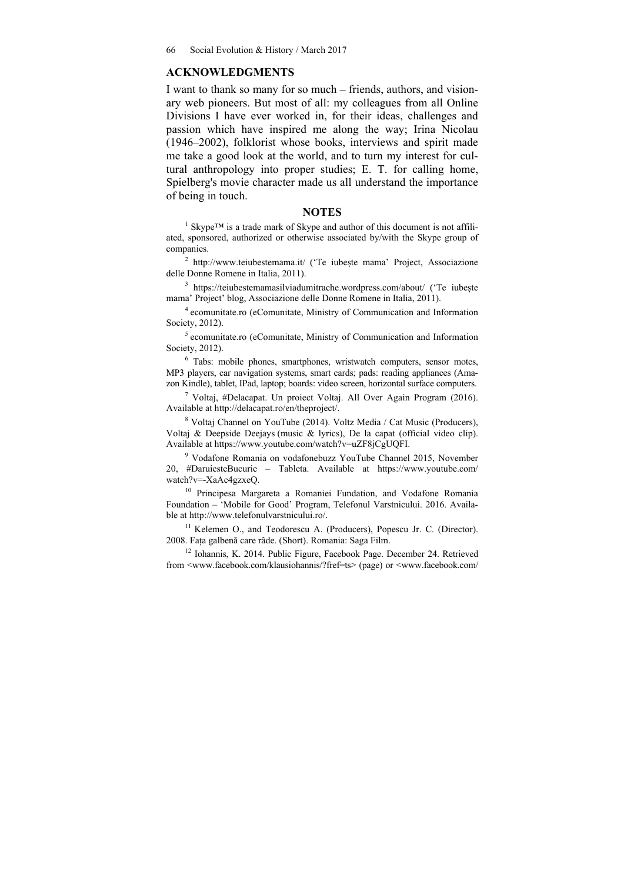## ACKNOWLEDGMENTS

I want to thank so many for so much – friends, authors, and visionary web pioneers. But most of all: my colleagues from all Online Divisions I have ever worked in, for their ideas, challenges and passion which have inspired me along the way; Irina Nicolau (1946–2002), folklorist whose books, interviews and spirit made me take a good look at the world, and to turn my interest for cultural anthropology into proper studies; E. T. for calling home, Spielberg's movie character made us all understand the importance of being in touch.

## NOTES

[1] Skype™ is a trade mark of Skype and author of this document is not affiliated, sponsored, authorized or otherwise associated by/with the Skype group of companies.

[2] http://www.teiubestemama.it/ ('Te iubește mama' Project, Associazione delle Donne Romene in Italia, 2011).

[3] https://teiubestemamasilviadumitrache.wordpress.com/about/ ('Te iubește mama' Project' blog, Associazione delle Donne Romene in Italia, 2011).

[4] ecomunitate.ro (eComunitate, Ministry of Communication and Information Society, 2012).

[5] ecomunitate.ro (eComunitate, Ministry of Communication and Information Society, 2012).

[6] Tabs: mobile phones, smartphones, wristwatch computers, sensor motes, MP3 players, car navigation systems, smart cards; pads: reading appliances (Amazon Kindle), tablet, IPad, laptop; boards: video screen, horizontal surface computers.

[7] Voltaj, #Delacapat. Un proiect Voltaj. All Over Again Program (2016). Available at http://delacapat.ro/en/theproject/.

[8] Voltaj Channel on YouTube (2014). Voltz Media / Cat Music (Producers), Voltaj & Deepside Deejays (music & lyrics), De la capat (official video clip). Available at https://www.youtube.com/watch?v=uZF8jCgUQFI.

[9] Vodafone Romania on vodafonebuzz YouTube Channel 2015, November 20, #DaruiesteBucurie – Tableta. Available at https://www.youtube.com/watch?v=-XaAc4gzxeQ.

[10] Principesa Margareta a Romaniei Fundation, and Vodafone Romania Foundation – 'Mobile for Good' Program, Telefonul Varstnicului. 2016. Available at http://www.telefonulvarstnicului.ro/.

[11] Kelemen O., and Teodorescu A. (Producers), Popescu Jr. C. (Director). 2008. Fața galbenă care râde. (Short). Romania: Saga Film.

[12] Iohannis, K. 2014. Public Figure, Facebook Page. December 24. Retrieved from <www.facebook.com/klausiohannis/?fref=ts> (page) or <www.facebook.com/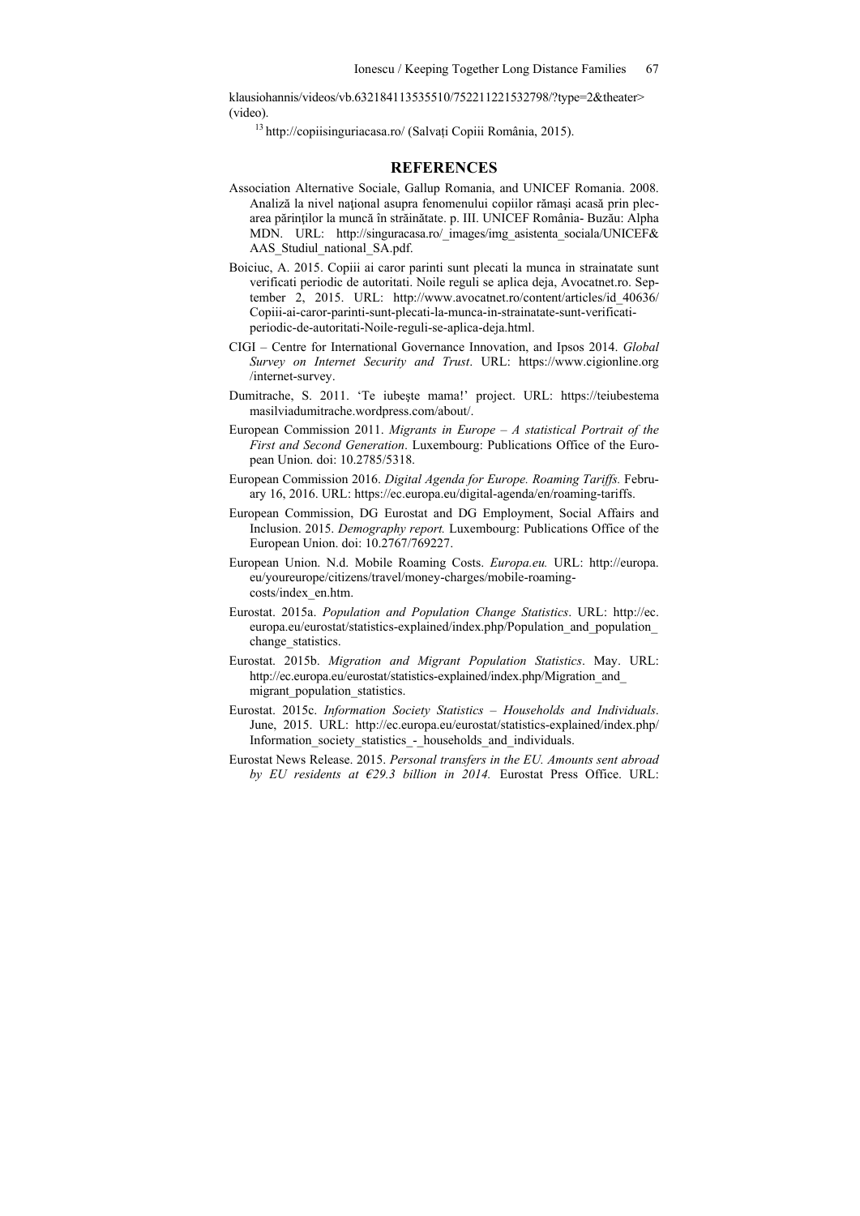klausiohannis/videos/vb.632184113535510/752211221532798/?type=2&theater> (video).

[13] http://copiisinguriacasa.ro/ (Salvați Copiii România, 2015).

## REFERENCES

Association Alternative Sociale, Gallup Romania, and UNICEF Romania. 2008. Analiză la nivel național asupra fenomenului copiilor rămaşi acasă prin plecarea părinților la muncă în străinătate. p. III. UNICEF România- Buzău: Alpha MDN. URL: http://singuracasa.ro/_images/img_asistenta_sociala/UNICEF&AAS_Studiul_national_SA.pdf.

Boiciuc, A. 2015. Copiii ai caror parinti sunt plecati la munca in strainatate sunt verificati periodic de autoritati. Noile reguli se aplica deja, Avocatnet.ro. September 2, 2015. URL: http://www.avocatnet.ro/content/articles/id_40636/Copiii-ai-caror-parinti-sunt-plecati-la-munca-in-strainatate-sunt-verificati-periodic-de-autoritati-Noile-reguli-se-aplica-deja.html.

CIGI – Centre for International Governance Innovation, and Ipsos 2014. *Global Survey on Internet Security and Trust*. URL: https://www.cigionline.org/internet-survey.

Dumitrache, S. 2011. 'Te iubeşte mama!' project. URL: https://teiubestemamasilviadumitrache.wordpress.com/about/.

European Commission 2011. *Migrants in Europe – A statistical Portrait of the First and Second Generation*. Luxembourg: Publications Office of the European Union. doi: 10.2785/5318.

European Commission 2016. *Digital Agenda for Europe. Roaming Tariffs.* February 16, 2016. URL: https://ec.europa.eu/digital-agenda/en/roaming-tariffs.

European Commission, DG Eurostat and DG Employment, Social Affairs and Inclusion. 2015. *Demography report.* Luxembourg: Publications Office of the European Union. doi: 10.2767/769227.

European Union. N.d. Mobile Roaming Costs. *Europa.eu.* URL: http://europa.eu/youreurope/citizens/travel/money-charges/mobile-roaming-costs/index_en.htm.

Eurostat. 2015a. *Population and Population Change Statistics*. URL: http://ec.europa.eu/eurostat/statistics-explained/index.php/Population_and_population_change_statistics.

Eurostat. 2015b. *Migration and Migrant Population Statistics*. May. URL: http://ec.europa.eu/eurostat/statistics-explained/index.php/Migration_and_migrant_population_statistics.

Eurostat. 2015c. *Information Society Statistics – Households and Individuals*. June, 2015. URL: http://ec.europa.eu/eurostat/statistics-explained/index.php/Information_society_statistics_-_households_and_individuals.

Eurostat News Release. 2015. *Personal transfers in the EU. Amounts sent abroad by EU residents at €29.3 billion in 2014.* Eurostat Press Office. URL: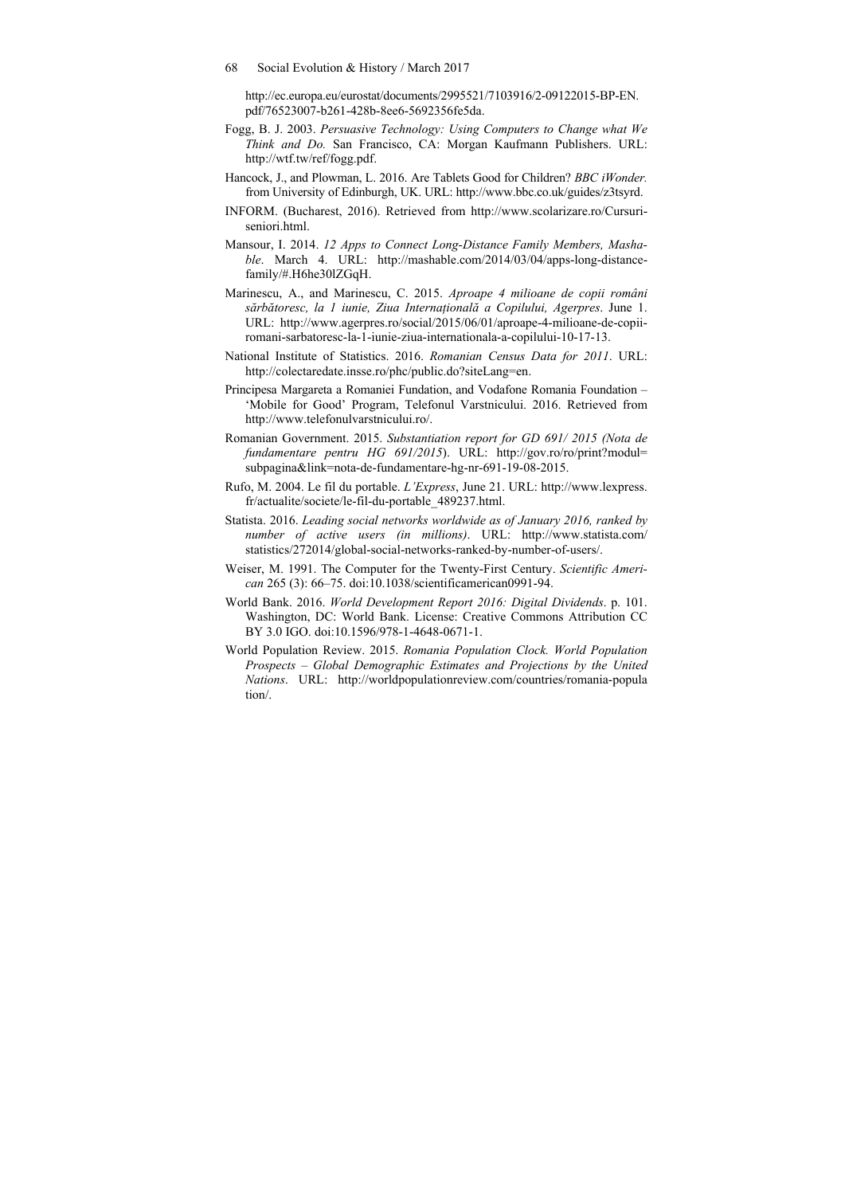http://ec.europa.eu/eurostat/documents/2995521/7103916/2-09122015-BP-EN.pdf/76523007-b261-428b-8ee6-5692356fe5da.

Fogg, B. J. 2003. *Persuasive Technology: Using Computers to Change what We Think and Do.* San Francisco, CA: Morgan Kaufmann Publishers. URL: http://wtf.tw/ref/fogg.pdf.

Hancock, J., and Plowman, L. 2016. Are Tablets Good for Children? *BBC iWonder.* from University of Edinburgh, UK. URL: http://www.bbc.co.uk/guides/z3tsyrd.

INFORM. (Bucharest, 2016). Retrieved from http://www.scolarizare.ro/Cursuri-seniori.html.

Mansour, I. 2014. *12 Apps to Connect Long-Distance Family Members, Mashable*. March 4. URL: http://mashable.com/2014/03/04/apps-long-distance-family/#.H6he30lZGqH.

Marinescu, A., and Marinescu, C. 2015. *Aproape 4 milioane de copii români sărbătoresc, la 1 iunie, Ziua Internațională a Copilului, Agerpres*. June 1. URL: http://www.agerpres.ro/social/2015/06/01/aproape-4-milioane-de-copii-romani-sarbatoresc-la-1-iunie-ziua-internationala-a-copilului-10-17-13.

National Institute of Statistics. 2016. *Romanian Census Data for 2011*. URL: http://colectaredate.insse.ro/phc/public.do?siteLang=en.

Principesa Margareta a Romaniei Fundation, and Vodafone Romania Foundation – 'Mobile for Good' Program, Telefonul Varstnicului. 2016. Retrieved from http://www.telefonulvarstnicului.ro/.

Romanian Government. 2015. *Substantiation report for GD 691/ 2015 (Nota de fundamentare pentru HG 691/2015*). URL: http://gov.ro/ro/print?modul=subpagina&link=nota-de-fundamentare-hg-nr-691-19-08-2015.

Rufo, M. 2004. Le fil du portable. *L'Express*, June 21. URL: http://www.lexpress.fr/actualite/societe/le-fil-du-portable_489237.html.

Statista. 2016. *Leading social networks worldwide as of January 2016, ranked by number of active users (in millions)*. URL: http://www.statista.com/statistics/272014/global-social-networks-ranked-by-number-of-users/.

Weiser, M. 1991. The Computer for the Twenty-First Century. *Scientific American* 265 (3): 66–75. doi:10.1038/scientificamerican0991-94.

World Bank. 2016. *World Development Report 2016: Digital Dividends*. p. 101. Washington, DC: World Bank. License: Creative Commons Attribution CC BY 3.0 IGO. doi:10.1596/978-1-4648-0671-1.

World Population Review. 2015. *Romania Population Clock. World Population Prospects – Global Demographic Estimates and Projections by the United Nations*. URL: http://worldpopulationreview.com/countries/romania-population/.